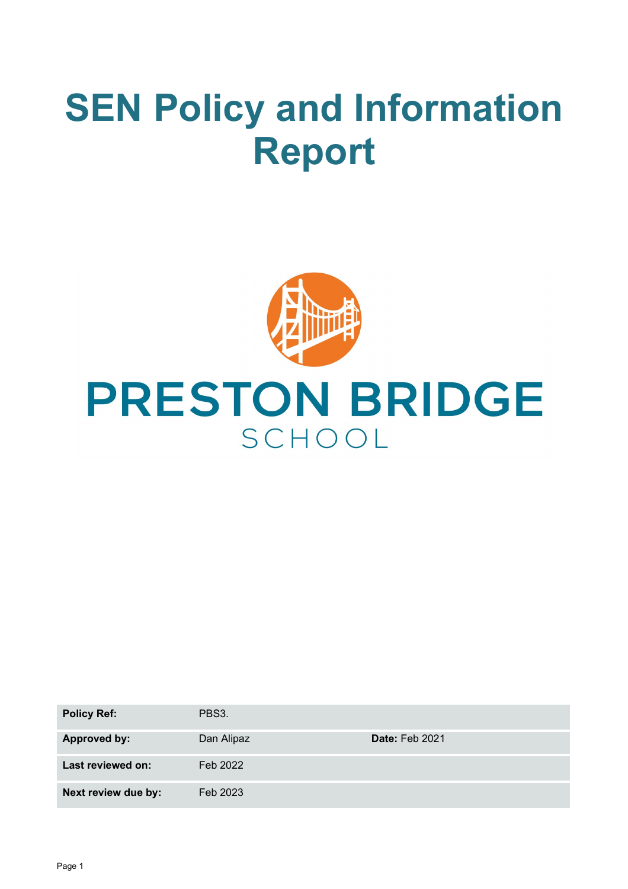# SEN Policy and Information Report

PRESTON BRIDGE
SCHOOL

| Policy Ref: | PBS3. | |
|---|---|---|
| Approved by: | Dan Alipaz | **Date:** Feb 2021 |
| Last reviewed on: | Feb 2022 | |
| Next review due by: | Feb 2023 | |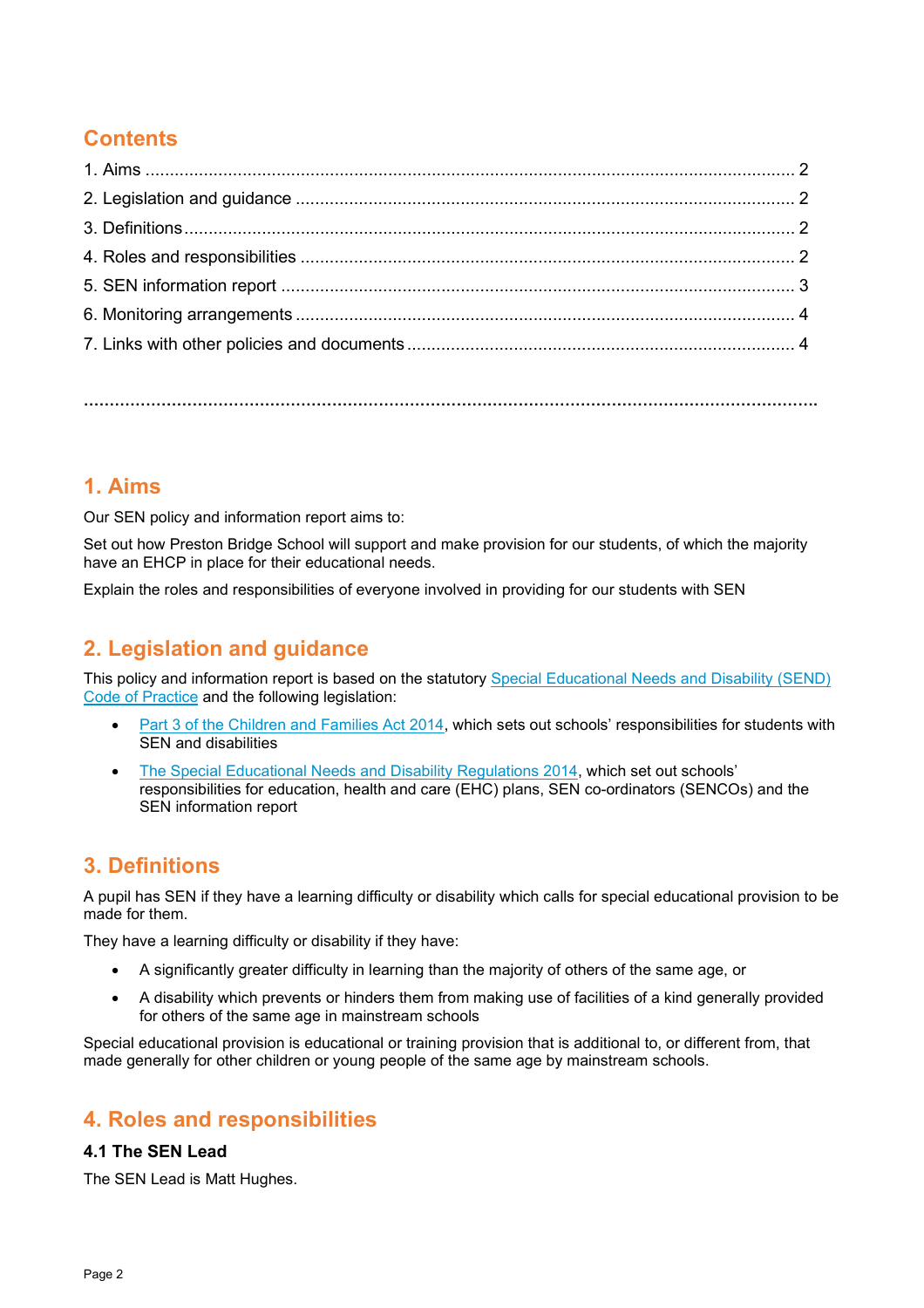## Contents

1. Aims ..................................................................... 2
2. Legislation and guidance ..................................................................... 2
3. Definitions ..................................................................... 2
4. Roles and responsibilities ..................................................................... 2
5. SEN information report ..................................................................... 3
6. Monitoring arrangements ..................................................................... 4
7. Links with other policies and documents ..................................................................... 4

---

## 1. Aims

Our SEN policy and information report aims to:

Set out how Preston Bridge School will support and make provision for our students, of which the majority have an EHCP in place for their educational needs.

Explain the roles and responsibilities of everyone involved in providing for our students with SEN

## 2. Legislation and guidance

This policy and information report is based on the statutory Special Educational Needs and Disability (SEND) Code of Practice and the following legislation:

- Part 3 of the Children and Families Act 2014, which sets out schools' responsibilities for students with SEN and disabilities
- The Special Educational Needs and Disability Regulations 2014, which set out schools' responsibilities for education, health and care (EHC) plans, SEN co-ordinators (SENCOs) and the SEN information report

## 3. Definitions

A pupil has SEN if they have a learning difficulty or disability which calls for special educational provision to be made for them.

They have a learning difficulty or disability if they have:

- A significantly greater difficulty in learning than the majority of others of the same age, or
- A disability which prevents or hinders them from making use of facilities of a kind generally provided for others of the same age in mainstream schools

Special educational provision is educational or training provision that is additional to, or different from, that made generally for other children or young people of the same age by mainstream schools.

## 4. Roles and responsibilities

### 4.1 The SEN Lead

The SEN Lead is Matt Hughes.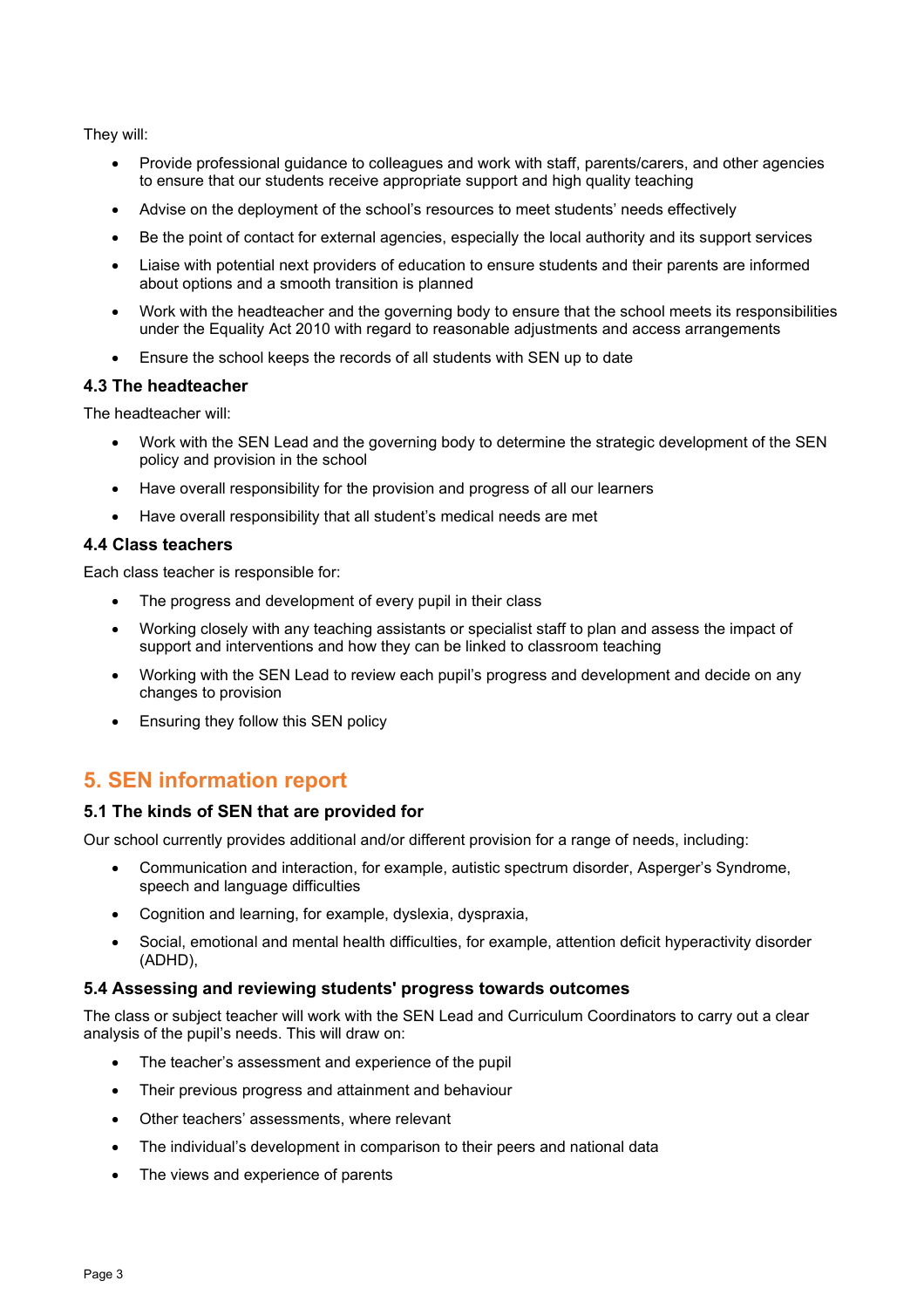They will:

- Provide professional guidance to colleagues and work with staff, parents/carers, and other agencies to ensure that our students receive appropriate support and high quality teaching
- Advise on the deployment of the school's resources to meet students' needs effectively
- Be the point of contact for external agencies, especially the local authority and its support services
- Liaise with potential next providers of education to ensure students and their parents are informed about options and a smooth transition is planned
- Work with the headteacher and the governing body to ensure that the school meets its responsibilities under the Equality Act 2010 with regard to reasonable adjustments and access arrangements
- Ensure the school keeps the records of all students with SEN up to date

### 4.3 The headteacher

The headteacher will:

- Work with the SEN Lead and the governing body to determine the strategic development of the SEN policy and provision in the school
- Have overall responsibility for the provision and progress of all our learners
- Have overall responsibility that all student's medical needs are met

### 4.4 Class teachers

Each class teacher is responsible for:

- The progress and development of every pupil in their class
- Working closely with any teaching assistants or specialist staff to plan and assess the impact of support and interventions and how they can be linked to classroom teaching
- Working with the SEN Lead to review each pupil's progress and development and decide on any changes to provision
- Ensuring they follow this SEN policy

## 5. SEN information report

### 5.1 The kinds of SEN that are provided for

Our school currently provides additional and/or different provision for a range of needs, including:

- Communication and interaction, for example, autistic spectrum disorder, Asperger's Syndrome, speech and language difficulties
- Cognition and learning, for example, dyslexia, dyspraxia,
- Social, emotional and mental health difficulties, for example, attention deficit hyperactivity disorder (ADHD),

### 5.4 Assessing and reviewing students' progress towards outcomes

The class or subject teacher will work with the SEN Lead and Curriculum Coordinators to carry out a clear analysis of the pupil's needs. This will draw on:

- The teacher's assessment and experience of the pupil
- Their previous progress and attainment and behaviour
- Other teachers' assessments, where relevant
- The individual's development in comparison to their peers and national data
- The views and experience of parents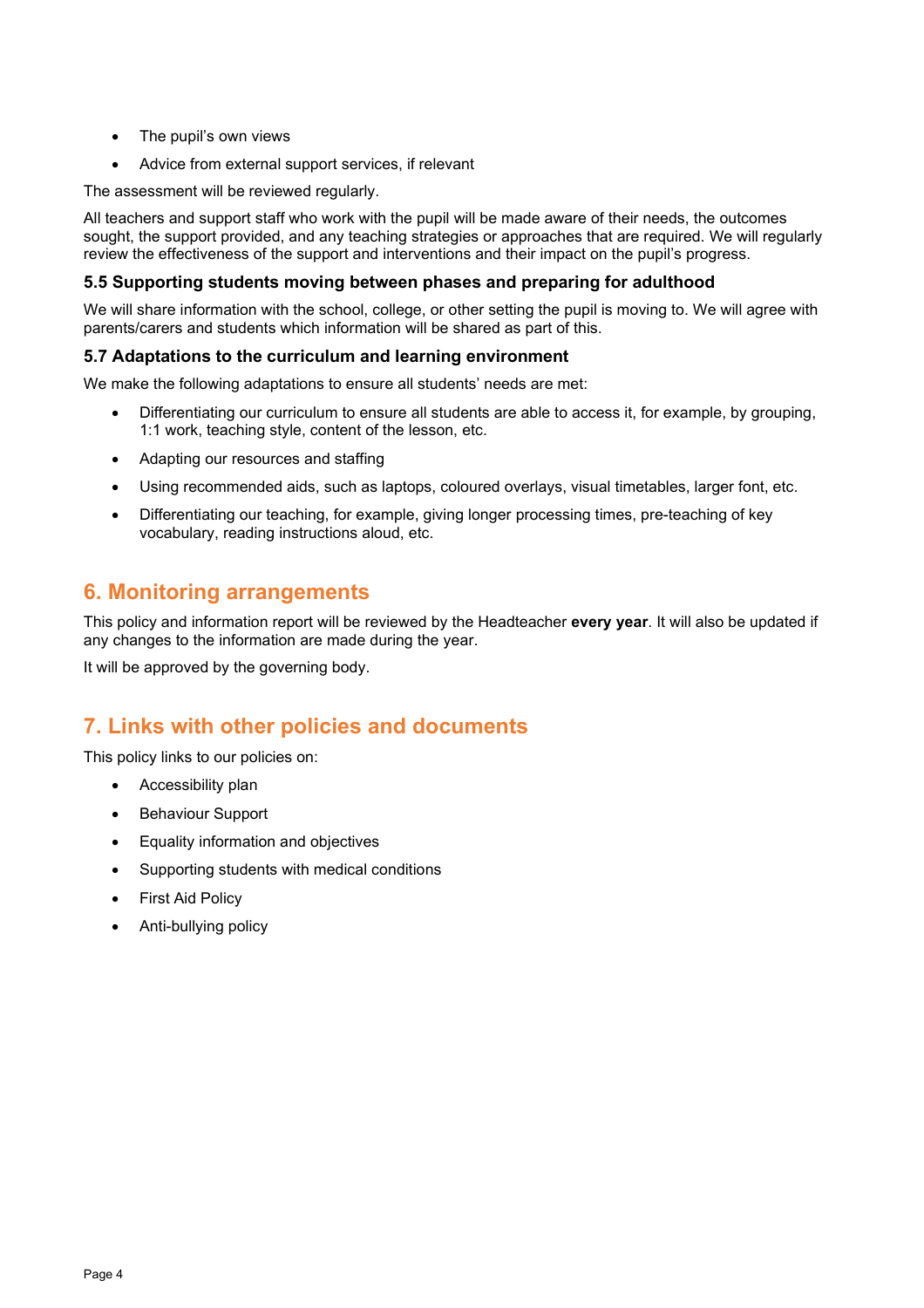- The pupil's own views
- Advice from external support services, if relevant

The assessment will be reviewed regularly.

All teachers and support staff who work with the pupil will be made aware of their needs, the outcomes sought, the support provided, and any teaching strategies or approaches that are required. We will regularly review the effectiveness of the support and interventions and their impact on the pupil's progress.

### 5.5 Supporting students moving between phases and preparing for adulthood

We will share information with the school, college, or other setting the pupil is moving to. We will agree with parents/carers and students which information will be shared as part of this.

### 5.7 Adaptations to the curriculum and learning environment

We make the following adaptations to ensure all students' needs are met:

- Differentiating our curriculum to ensure all students are able to access it, for example, by grouping, 1:1 work, teaching style, content of the lesson, etc.
- Adapting our resources and staffing
- Using recommended aids, such as laptops, coloured overlays, visual timetables, larger font, etc.
- Differentiating our teaching, for example, giving longer processing times, pre-teaching of key vocabulary, reading instructions aloud, etc.

## 6. Monitoring arrangements

This policy and information report will be reviewed by the Headteacher **every year**. It will also be updated if any changes to the information are made during the year.

It will be approved by the governing body.

## 7. Links with other policies and documents

This policy links to our policies on:

- Accessibility plan
- Behaviour Support
- Equality information and objectives
- Supporting students with medical conditions
- First Aid Policy
- Anti-bullying policy